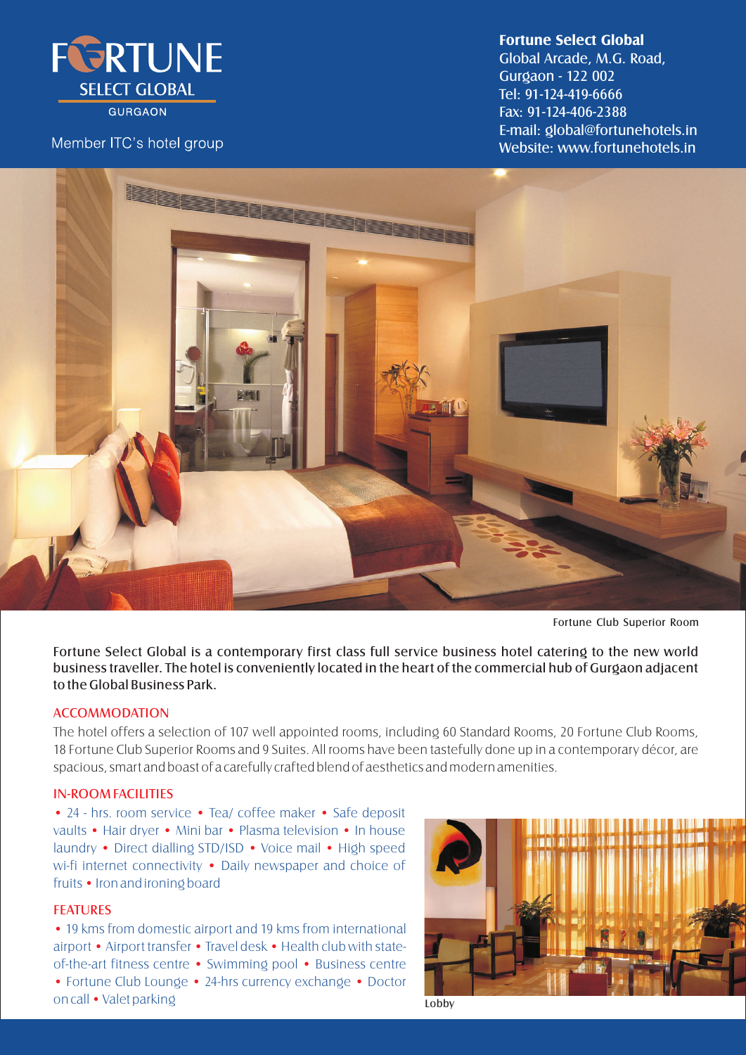FORTUNE SELECT GLOBAL
GURGAON

Member ITC's hotel group

**Fortune Select Global**
Global Arcade, M.G. Road,
Gurgaon - 122 002
Tel: 91-124-419-6666
Fax: 91-124-406-2388
E-mail: global@fortunehotels.in
Website: www.fortunehotels.in

Fortune Club Superior Room

Fortune Select Global is a contemporary first class full service business hotel catering to the new world business traveller. The hotel is conveniently located in the heart of the commercial hub of Gurgaon adjacent to the Global Business Park.

## ACCOMMODATION

The hotel offers a selection of 107 well appointed rooms, including 60 Standard Rooms, 20 Fortune Club Rooms, 18 Fortune Club Superior Rooms and 9 Suites. All rooms have been tastefully done up in a contemporary décor, are spacious, smart and boast of a carefully crafted blend of aesthetics and modern amenities.

## IN-ROOM FACILITIES

• 24 - hrs. room service • Tea/ coffee maker • Safe deposit vaults • Hair dryer • Mini bar • Plasma television • In house laundry • Direct dialling STD/ISD • Voice mail • High speed wi-fi internet connectivity • Daily newspaper and choice of fruits • Iron and ironing board

## FEATURES

• 19 kms from domestic airport and 19 kms from international airport • Airport transfer • Travel desk • Health club with state-of-the-art fitness centre • Swimming pool • Business centre • Fortune Club Lounge • 24-hrs currency exchange • Doctor on call • Valet parking

Lobby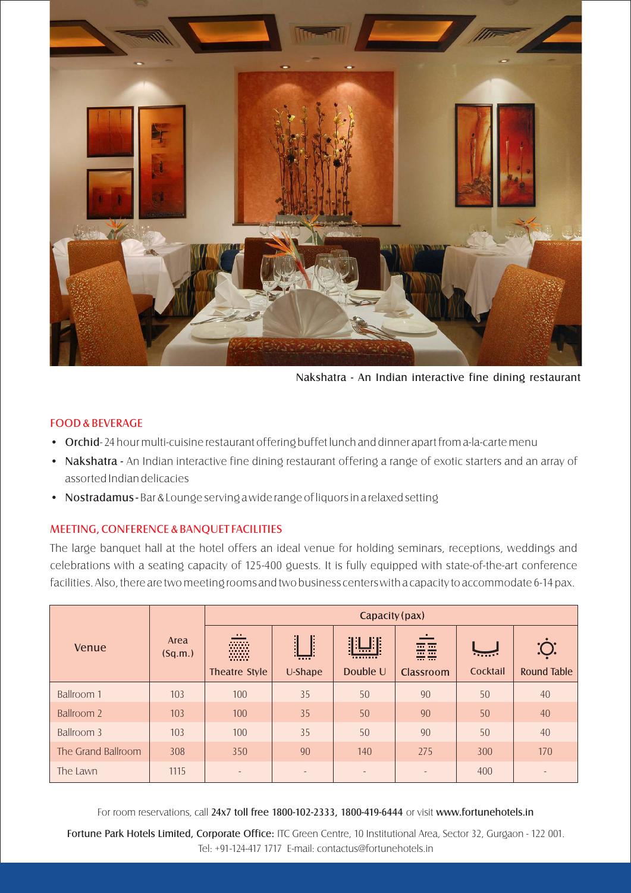Nakshatra - An Indian interactive fine dining restaurant

## FOOD & BEVERAGE

- **Orchid** - 24 hour multi-cuisine restaurant offering buffet lunch and dinner apart from a-la-carte menu
- **Nakshatra** - An Indian interactive fine dining restaurant offering a range of exotic starters and an array of assorted Indian delicacies
- **Nostradamus** - Bar & Lounge serving a wide range of liquors in a relaxed setting

## MEETING, CONFERENCE & BANQUET FACILITIES

The large banquet hall at the hotel offers an ideal venue for holding seminars, receptions, weddings and celebrations with a seating capacity of 125-400 guests. It is fully equipped with state-of-the-art conference facilities. Also, there are two meeting rooms and two business centers with a capacity to accommodate 6-14 pax.

| Venue | Area (Sq.m.) | Capacity (pax) | | | | | |
|---|---|---|---|---|---|---|---|
| | | Theatre Style | U-Shape | Double U | Classroom | Cocktail | Round Table |
| Ballroom 1 | 103 | 100 | 35 | 50 | 90 | 50 | 40 |
| Ballroom 2 | 103 | 100 | 35 | 50 | 90 | 50 | 40 |
| Ballroom 3 | 103 | 100 | 35 | 50 | 90 | 50 | 40 |
| The Grand Ballroom | 308 | 350 | 90 | 140 | 275 | 300 | 170 |
| The Lawn | 1115 | - | - | - | - | 400 | - |

For room reservations, call **24x7 toll free 1800-102-2333, 1800-419-6444** or visit **www.fortunehotels.in**

**Fortune Park Hotels Limited, Corporate Office:** ITC Green Centre, 10 Institutional Area, Sector 32, Gurgaon - 122 001.
Tel: +91-124-417 1717 E-mail: contactus@fortunehotels.in